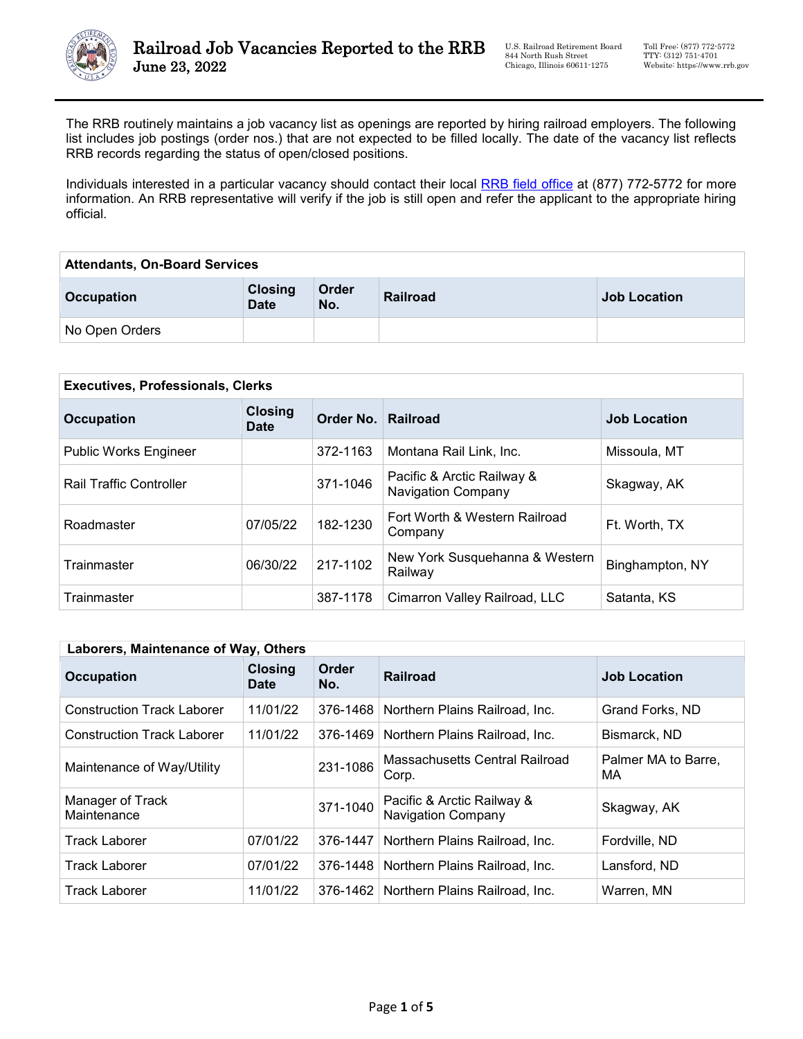# Railroad Job Vacancies Reported to the RRB
June 23, 2022

U.S. Railroad Retirement Board
844 North Rush Street
Chicago, Illinois 60611-1275

Toll Free: (877) 772-5772
TTY: (312) 751-4701
Website: https://www.rrb.gov

The RRB routinely maintains a job vacancy list as openings are reported by hiring railroad employers. The following list includes job postings (order nos.) that are not expected to be filled locally. The date of the vacancy list reflects RRB records regarding the status of open/closed positions.

Individuals interested in a particular vacancy should contact their local [RRB field office](https://www.rrb.gov) at (877) 772-5772 for more information. An RRB representative will verify if the job is still open and refer the applicant to the appropriate hiring official.

**Attendants, On-Board Services**

| Occupation | Closing Date | Order No. | Railroad | Job Location |
|---|---|---|---|---|
| No Open Orders | | | | |

**Executives, Professionals, Clerks**

| Occupation | Closing Date | Order No. | Railroad | Job Location |
|---|---|---|---|---|
| Public Works Engineer | | 372-1163 | Montana Rail Link, Inc. | Missoula, MT |
| Rail Traffic Controller | | 371-1046 | Pacific & Arctic Railway & Navigation Company | Skagway, AK |
| Roadmaster | 07/05/22 | 182-1230 | Fort Worth & Western Railroad Company | Ft. Worth, TX |
| Trainmaster | 06/30/22 | 217-1102 | New York Susquehanna & Western Railway | Binghampton, NY |
| Trainmaster | | 387-1178 | Cimarron Valley Railroad, LLC | Satanta, KS |

**Laborers, Maintenance of Way, Others**

| Occupation | Closing Date | Order No. | Railroad | Job Location |
|---|---|---|---|---|
| Construction Track Laborer | 11/01/22 | 376-1468 | Northern Plains Railroad, Inc. | Grand Forks, ND |
| Construction Track Laborer | 11/01/22 | 376-1469 | Northern Plains Railroad, Inc. | Bismarck, ND |
| Maintenance of Way/Utility | | 231-1086 | Massachusetts Central Railroad Corp. | Palmer MA to Barre, MA |
| Manager of Track Maintenance | | 371-1040 | Pacific & Arctic Railway & Navigation Company | Skagway, AK |
| Track Laborer | 07/01/22 | 376-1447 | Northern Plains Railroad, Inc. | Fordville, ND |
| Track Laborer | 07/01/22 | 376-1448 | Northern Plains Railroad, Inc. | Lansford, ND |
| Track Laborer | 11/01/22 | 376-1462 | Northern Plains Railroad, Inc. | Warren, MN |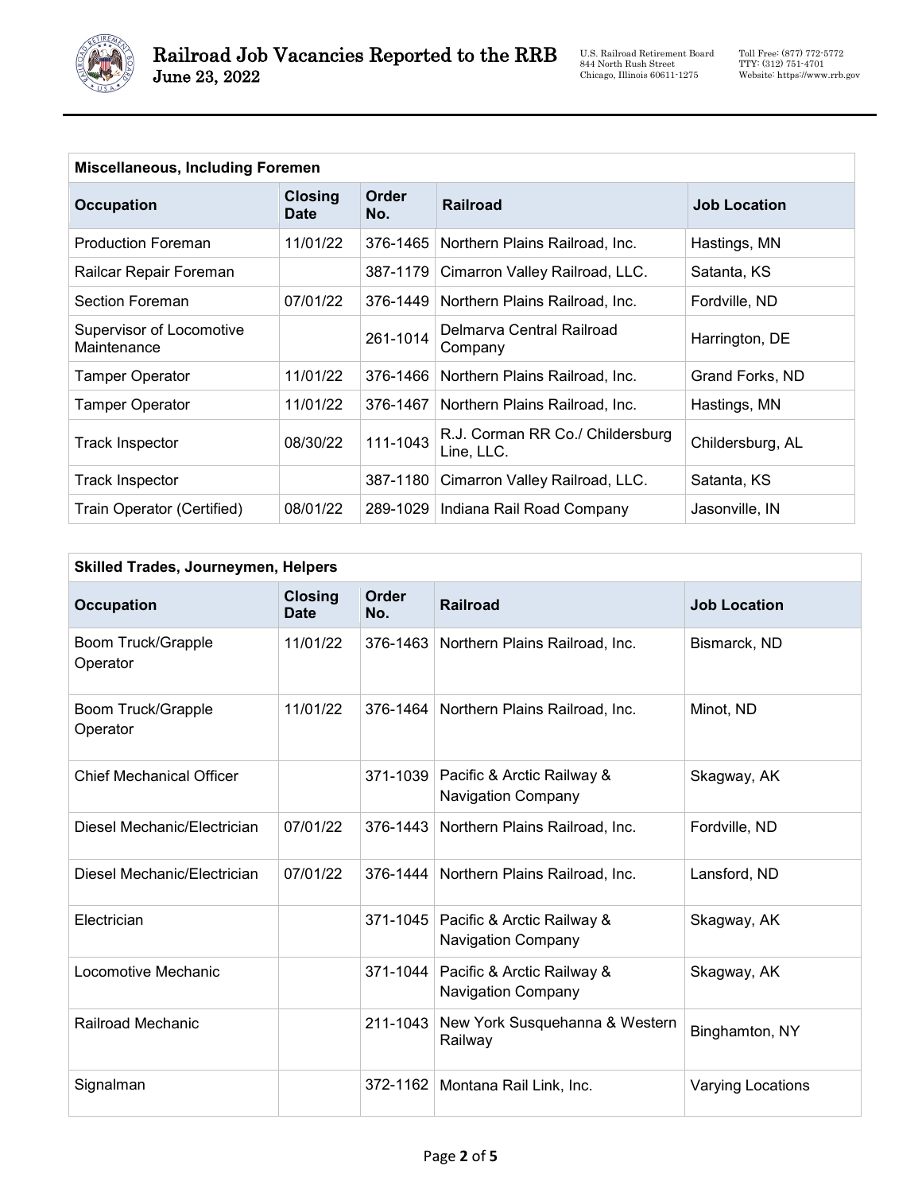| Miscellaneous, Including Foremen | | | | |
|---|---|---|---|---|
| **Occupation** | **Closing Date** | **Order No.** | **Railroad** | **Job Location** |
| Production Foreman | 11/01/22 | 376-1465 | Northern Plains Railroad, Inc. | Hastings, MN |
| Railcar Repair Foreman | | 387-1179 | Cimarron Valley Railroad, LLC. | Satanta, KS |
| Section Foreman | 07/01/22 | 376-1449 | Northern Plains Railroad, Inc. | Fordville, ND |
| Supervisor of Locomotive Maintenance | | 261-1014 | Delmarva Central Railroad Company | Harrington, DE |
| Tamper Operator | 11/01/22 | 376-1466 | Northern Plains Railroad, Inc. | Grand Forks, ND |
| Tamper Operator | 11/01/22 | 376-1467 | Northern Plains Railroad, Inc. | Hastings, MN |
| Track Inspector | 08/30/22 | 111-1043 | R.J. Corman RR Co./ Childersburg Line, LLC. | Childersburg, AL |
| Track Inspector | | 387-1180 | Cimarron Valley Railroad, LLC. | Satanta, KS |
| Train Operator (Certified) | 08/01/22 | 289-1029 | Indiana Rail Road Company | Jasonville, IN |

| Skilled Trades, Journeymen, Helpers | | | | |
|---|---|---|---|---|
| **Occupation** | **Closing Date** | **Order No.** | **Railroad** | **Job Location** |
| Boom Truck/Grapple Operator | 11/01/22 | 376-1463 | Northern Plains Railroad, Inc. | Bismarck, ND |
| Boom Truck/Grapple Operator | 11/01/22 | 376-1464 | Northern Plains Railroad, Inc. | Minot, ND |
| Chief Mechanical Officer | | 371-1039 | Pacific & Arctic Railway & Navigation Company | Skagway, AK |
| Diesel Mechanic/Electrician | 07/01/22 | 376-1443 | Northern Plains Railroad, Inc. | Fordville, ND |
| Diesel Mechanic/Electrician | 07/01/22 | 376-1444 | Northern Plains Railroad, Inc. | Lansford, ND |
| Electrician | | 371-1045 | Pacific & Arctic Railway & Navigation Company | Skagway, AK |
| Locomotive Mechanic | | 371-1044 | Pacific & Arctic Railway & Navigation Company | Skagway, AK |
| Railroad Mechanic | | 211-1043 | New York Susquehanna & Western Railway | Binghamton, NY |
| Signalman | | 372-1162 | Montana Rail Link, Inc. | Varying Locations |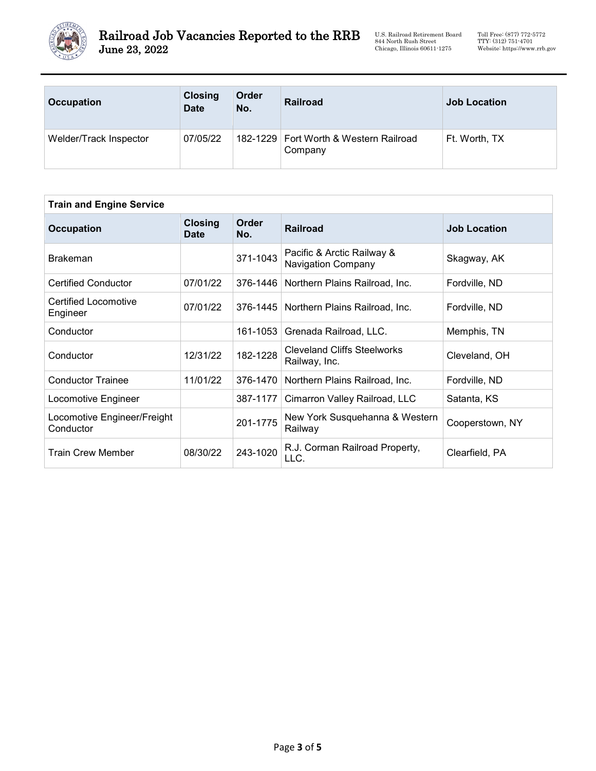| Occupation | Closing Date | Order No. | Railroad | Job Location |
|---|---|---|---|---|
| Welder/Track Inspector | 07/05/22 | 182-1229 | Fort Worth & Western Railroad Company | Ft. Worth, TX |

**Train and Engine Service**

| Occupation | Closing Date | Order No. | Railroad | Job Location |
|---|---|---|---|---|
| Brakeman | | 371-1043 | Pacific & Arctic Railway & Navigation Company | Skagway, AK |
| Certified Conductor | 07/01/22 | 376-1446 | Northern Plains Railroad, Inc. | Fordville, ND |
| Certified Locomotive Engineer | 07/01/22 | 376-1445 | Northern Plains Railroad, Inc. | Fordville, ND |
| Conductor | | 161-1053 | Grenada Railroad, LLC. | Memphis, TN |
| Conductor | 12/31/22 | 182-1228 | Cleveland Cliffs Steelworks Railway, Inc. | Cleveland, OH |
| Conductor Trainee | 11/01/22 | 376-1470 | Northern Plains Railroad, Inc. | Fordville, ND |
| Locomotive Engineer | | 387-1177 | Cimarron Valley Railroad, LLC | Satanta, KS |
| Locomotive Engineer/Freight Conductor | | 201-1775 | New York Susquehanna & Western Railway | Cooperstown, NY |
| Train Crew Member | 08/30/22 | 243-1020 | R.J. Corman Railroad Property, LLC. | Clearfield, PA |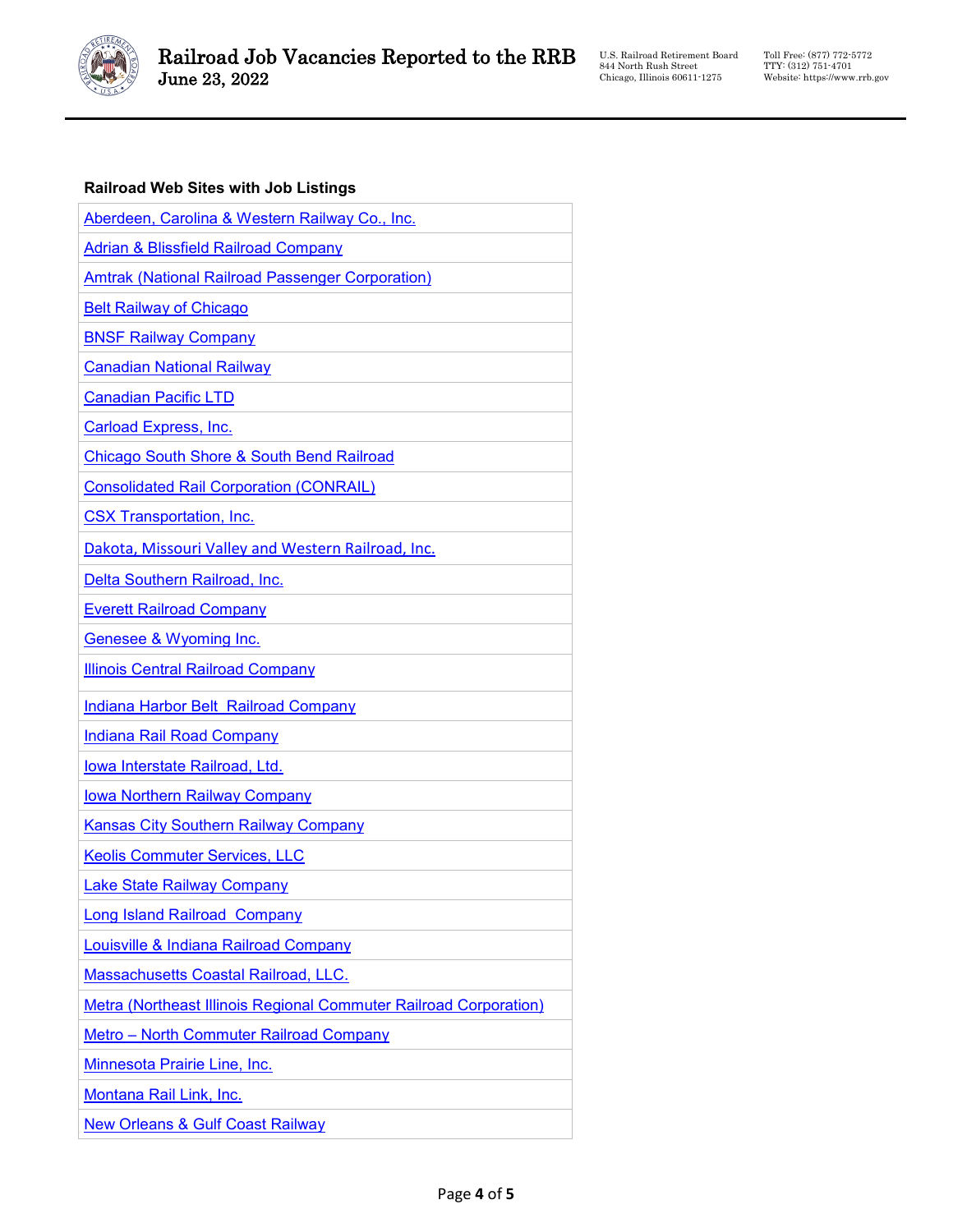**Railroad Web Sites with Job Listings**

| |
|---|
| Aberdeen, Carolina & Western Railway Co., Inc. |
| Adrian & Blissfield Railroad Company |
| Amtrak (National Railroad Passenger Corporation) |
| Belt Railway of Chicago |
| BNSF Railway Company |
| Canadian National Railway |
| Canadian Pacific LTD |
| Carload Express, Inc. |
| Chicago South Shore & South Bend Railroad |
| Consolidated Rail Corporation (CONRAIL) |
| CSX Transportation, Inc. |
| Dakota, Missouri Valley and Western Railroad, Inc. |
| Delta Southern Railroad, Inc. |
| Everett Railroad Company |
| Genesee & Wyoming Inc. |
| Illinois Central Railroad Company |
| Indiana Harbor Belt Railroad Company |
| Indiana Rail Road Company |
| Iowa Interstate Railroad, Ltd. |
| Iowa Northern Railway Company |
| Kansas City Southern Railway Company |
| Keolis Commuter Services, LLC |
| Lake State Railway Company |
| Long Island Railroad Company |
| Louisville & Indiana Railroad Company |
| Massachusetts Coastal Railroad, LLC. |
| Metra (Northeast Illinois Regional Commuter Railroad Corporation) |
| Metro – North Commuter Railroad Company |
| Minnesota Prairie Line, Inc. |
| Montana Rail Link, Inc. |
| New Orleans & Gulf Coast Railway |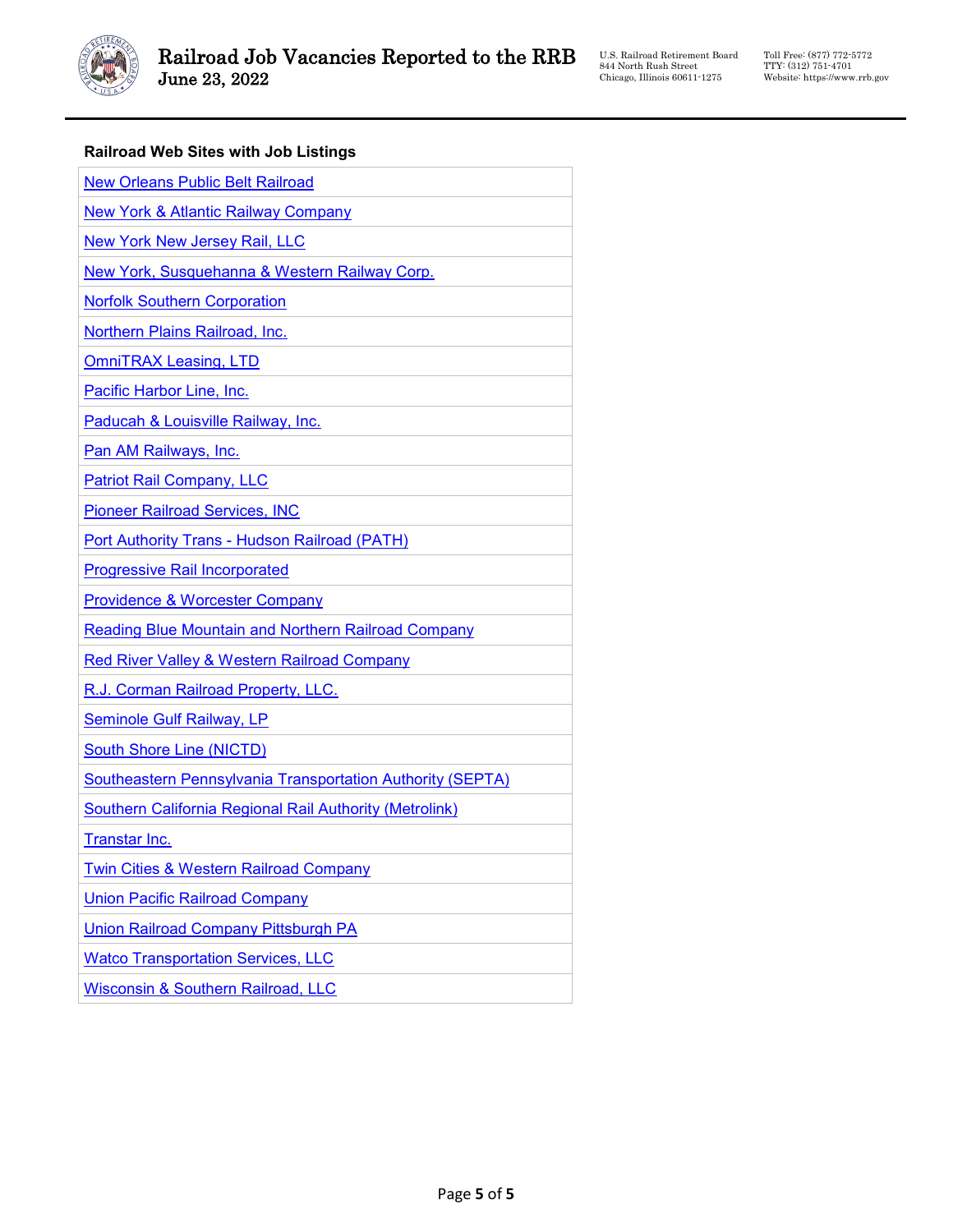**Railroad Web Sites with Job Listings**

| |
|---|
| New Orleans Public Belt Railroad |
| New York & Atlantic Railway Company |
| New York New Jersey Rail, LLC |
| New York, Susquehanna & Western Railway Corp. |
| Norfolk Southern Corporation |
| Northern Plains Railroad, Inc. |
| OmniTRAX Leasing, LTD |
| Pacific Harbor Line, Inc. |
| Paducah & Louisville Railway, Inc. |
| Pan AM Railways, Inc. |
| Patriot Rail Company, LLC |
| Pioneer Railroad Services, INC |
| Port Authority Trans - Hudson Railroad (PATH) |
| Progressive Rail Incorporated |
| Providence & Worcester Company |
| Reading Blue Mountain and Northern Railroad Company |
| Red River Valley & Western Railroad Company |
| R.J. Corman Railroad Property, LLC. |
| Seminole Gulf Railway, LP |
| South Shore Line (NICTD) |
| Southeastern Pennsylvania Transportation Authority (SEPTA) |
| Southern California Regional Rail Authority (Metrolink) |
| Transtar Inc. |
| Twin Cities & Western Railroad Company |
| Union Pacific Railroad Company |
| Union Railroad Company Pittsburgh PA |
| Watco Transportation Services, LLC |
| Wisconsin & Southern Railroad, LLC |